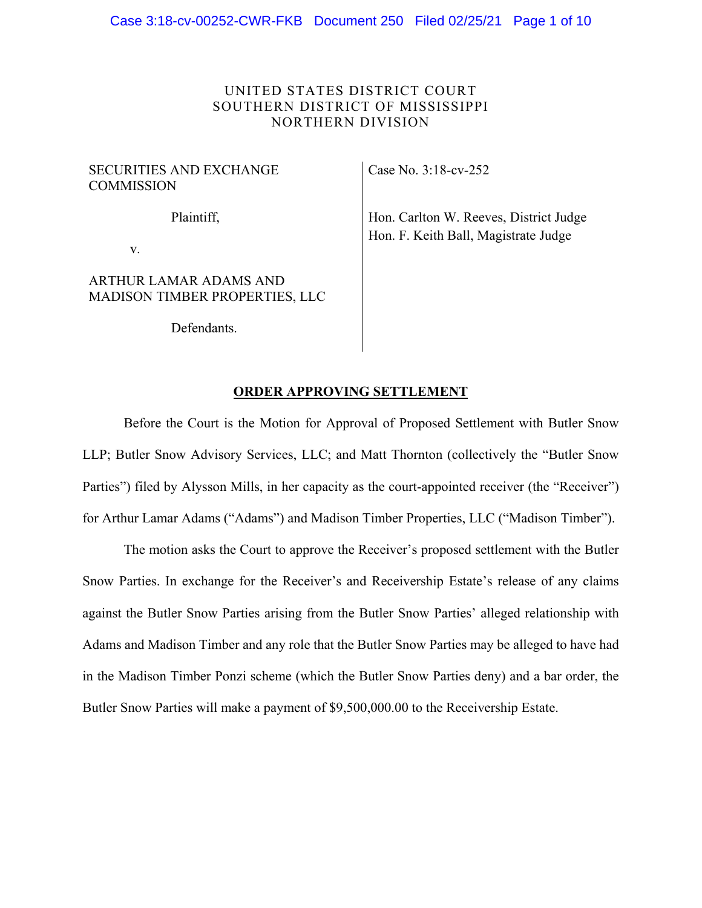UNITED STATES DISTRICT COURT
SOUTHERN DISTRICT OF MISSISSIPPI
NORTHERN DIVISION

| | |
|---|---|
| SECURITIES AND EXCHANGE COMMISSION<br><br>Plaintiff,<br><br>v.<br><br>ARTHUR LAMAR ADAMS AND MADISON TIMBER PROPERTIES, LLC<br><br>Defendants. | Case No. 3:18-cv-252<br><br>Hon. Carlton W. Reeves, District Judge<br>Hon. F. Keith Ball, Magistrate Judge |

**ORDER APPROVING SETTLEMENT**

Before the Court is the Motion for Approval of Proposed Settlement with Butler Snow LLP; Butler Snow Advisory Services, LLC; and Matt Thornton (collectively the "Butler Snow Parties") filed by Alysson Mills, in her capacity as the court-appointed receiver (the "Receiver") for Arthur Lamar Adams ("Adams") and Madison Timber Properties, LLC ("Madison Timber").

The motion asks the Court to approve the Receiver's proposed settlement with the Butler Snow Parties. In exchange for the Receiver's and Receivership Estate's release of any claims against the Butler Snow Parties arising from the Butler Snow Parties' alleged relationship with Adams and Madison Timber and any role that the Butler Snow Parties may be alleged to have had in the Madison Timber Ponzi scheme (which the Butler Snow Parties deny) and a bar order, the Butler Snow Parties will make a payment of $9,500,000.00 to the Receivership Estate.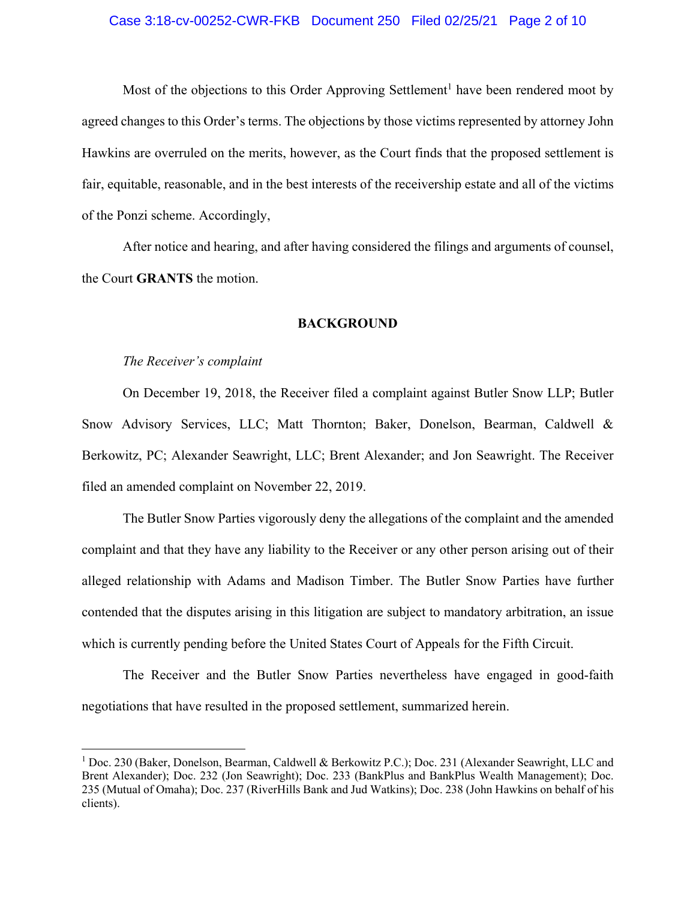Most of the objections to this Order Approving Settlement[1] have been rendered moot by agreed changes to this Order's terms. The objections by those victims represented by attorney John Hawkins are overruled on the merits, however, as the Court finds that the proposed settlement is fair, equitable, reasonable, and in the best interests of the receivership estate and all of the victims of the Ponzi scheme. Accordingly,

After notice and hearing, and after having considered the filings and arguments of counsel, the Court **GRANTS** the motion.

## BACKGROUND

*The Receiver's complaint*

On December 19, 2018, the Receiver filed a complaint against Butler Snow LLP; Butler Snow Advisory Services, LLC; Matt Thornton; Baker, Donelson, Bearman, Caldwell & Berkowitz, PC; Alexander Seawright, LLC; Brent Alexander; and Jon Seawright. The Receiver filed an amended complaint on November 22, 2019.

The Butler Snow Parties vigorously deny the allegations of the complaint and the amended complaint and that they have any liability to the Receiver or any other person arising out of their alleged relationship with Adams and Madison Timber. The Butler Snow Parties have further contended that the disputes arising in this litigation are subject to mandatory arbitration, an issue which is currently pending before the United States Court of Appeals for the Fifth Circuit.

The Receiver and the Butler Snow Parties nevertheless have engaged in good-faith negotiations that have resulted in the proposed settlement, summarized herein.

---

[1] Doc. 230 (Baker, Donelson, Bearman, Caldwell & Berkowitz P.C.); Doc. 231 (Alexander Seawright, LLC and Brent Alexander); Doc. 232 (Jon Seawright); Doc. 233 (BankPlus and BankPlus Wealth Management); Doc. 235 (Mutual of Omaha); Doc. 237 (RiverHills Bank and Jud Watkins); Doc. 238 (John Hawkins on behalf of his clients).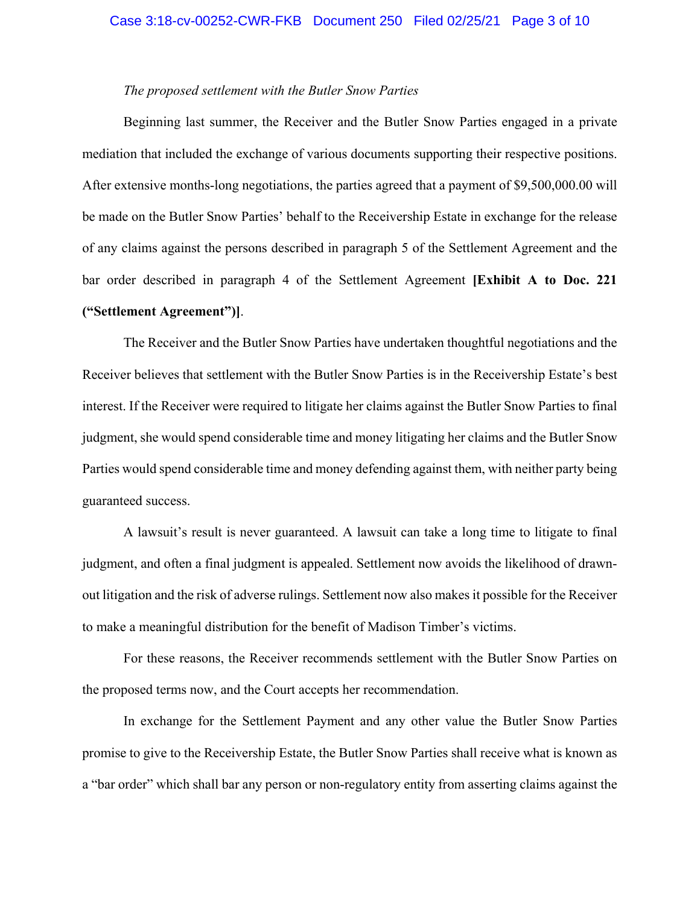*The proposed settlement with the Butler Snow Parties*

Beginning last summer, the Receiver and the Butler Snow Parties engaged in a private mediation that included the exchange of various documents supporting their respective positions. After extensive months-long negotiations, the parties agreed that a payment of $9,500,000.00 will be made on the Butler Snow Parties' behalf to the Receivership Estate in exchange for the release of any claims against the persons described in paragraph 5 of the Settlement Agreement and the bar order described in paragraph 4 of the Settlement Agreement **[Exhibit A to Doc. 221 ("Settlement Agreement")]**.

The Receiver and the Butler Snow Parties have undertaken thoughtful negotiations and the Receiver believes that settlement with the Butler Snow Parties is in the Receivership Estate's best interest. If the Receiver were required to litigate her claims against the Butler Snow Parties to final judgment, she would spend considerable time and money litigating her claims and the Butler Snow Parties would spend considerable time and money defending against them, with neither party being guaranteed success.

A lawsuit's result is never guaranteed. A lawsuit can take a long time to litigate to final judgment, and often a final judgment is appealed. Settlement now avoids the likelihood of drawn-out litigation and the risk of adverse rulings. Settlement now also makes it possible for the Receiver to make a meaningful distribution for the benefit of Madison Timber's victims.

For these reasons, the Receiver recommends settlement with the Butler Snow Parties on the proposed terms now, and the Court accepts her recommendation.

In exchange for the Settlement Payment and any other value the Butler Snow Parties promise to give to the Receivership Estate, the Butler Snow Parties shall receive what is known as a "bar order" which shall bar any person or non-regulatory entity from asserting claims against the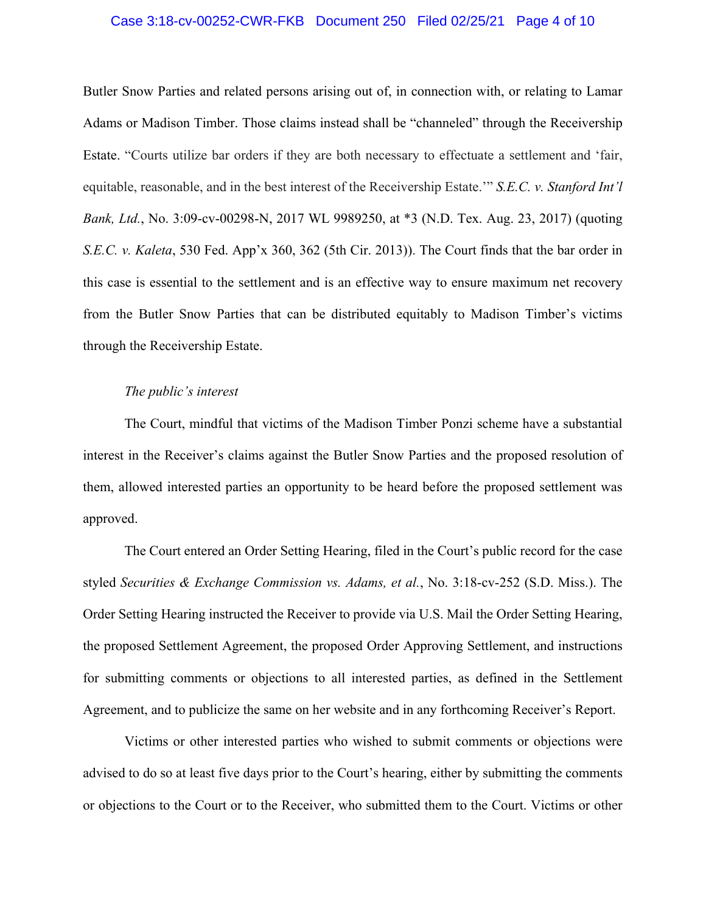Butler Snow Parties and related persons arising out of, in connection with, or relating to Lamar Adams or Madison Timber. Those claims instead shall be "channeled" through the Receivership Estate. "Courts utilize bar orders if they are both necessary to effectuate a settlement and 'fair, equitable, reasonable, and in the best interest of the Receivership Estate.'" *S.E.C. v. Stanford Int'l Bank, Ltd.*, No. 3:09-cv-00298-N, 2017 WL 9989250, at *3 (N.D. Tex. Aug. 23, 2017) (quoting *S.E.C. v. Kaleta*, 530 Fed. App'x 360, 362 (5th Cir. 2013)). The Court finds that the bar order in this case is essential to the settlement and is an effective way to ensure maximum net recovery from the Butler Snow Parties that can be distributed equitably to Madison Timber's victims through the Receivership Estate.

*The public's interest*

The Court, mindful that victims of the Madison Timber Ponzi scheme have a substantial interest in the Receiver's claims against the Butler Snow Parties and the proposed resolution of them, allowed interested parties an opportunity to be heard before the proposed settlement was approved.

The Court entered an Order Setting Hearing, filed in the Court's public record for the case styled *Securities & Exchange Commission vs. Adams, et al.*, No. 3:18-cv-252 (S.D. Miss.). The Order Setting Hearing instructed the Receiver to provide via U.S. Mail the Order Setting Hearing, the proposed Settlement Agreement, the proposed Order Approving Settlement, and instructions for submitting comments or objections to all interested parties, as defined in the Settlement Agreement, and to publicize the same on her website and in any forthcoming Receiver's Report.

Victims or other interested parties who wished to submit comments or objections were advised to do so at least five days prior to the Court's hearing, either by submitting the comments or objections to the Court or to the Receiver, who submitted them to the Court. Victims or other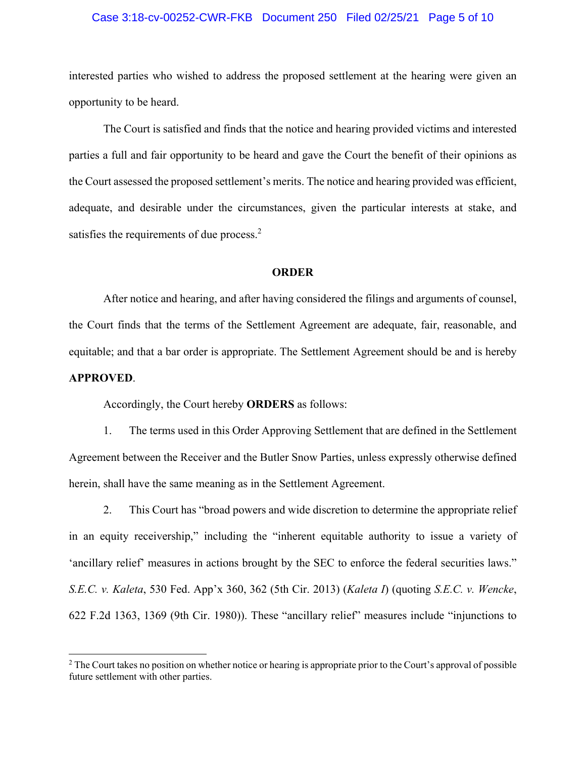interested parties who wished to address the proposed settlement at the hearing were given an opportunity to be heard.

The Court is satisfied and finds that the notice and hearing provided victims and interested parties a full and fair opportunity to be heard and gave the Court the benefit of their opinions as the Court assessed the proposed settlement's merits. The notice and hearing provided was efficient, adequate, and desirable under the circumstances, given the particular interests at stake, and satisfies the requirements of due process.[2]

**ORDER**

After notice and hearing, and after having considered the filings and arguments of counsel, the Court finds that the terms of the Settlement Agreement are adequate, fair, reasonable, and equitable; and that a bar order is appropriate. The Settlement Agreement should be and is hereby **APPROVED**.

Accordingly, the Court hereby **ORDERS** as follows:

1. The terms used in this Order Approving Settlement that are defined in the Settlement Agreement between the Receiver and the Butler Snow Parties, unless expressly otherwise defined herein, shall have the same meaning as in the Settlement Agreement.

2. This Court has "broad powers and wide discretion to determine the appropriate relief in an equity receivership," including the "inherent equitable authority to issue a variety of 'ancillary relief' measures in actions brought by the SEC to enforce the federal securities laws." *S.E.C. v. Kaleta*, 530 Fed. App'x 360, 362 (5th Cir. 2013) (*Kaleta I*) (quoting *S.E.C. v. Wencke*, 622 F.2d 1363, 1369 (9th Cir. 1980)). These "ancillary relief" measures include "injunctions to

---

[2] The Court takes no position on whether notice or hearing is appropriate prior to the Court's approval of possible future settlement with other parties.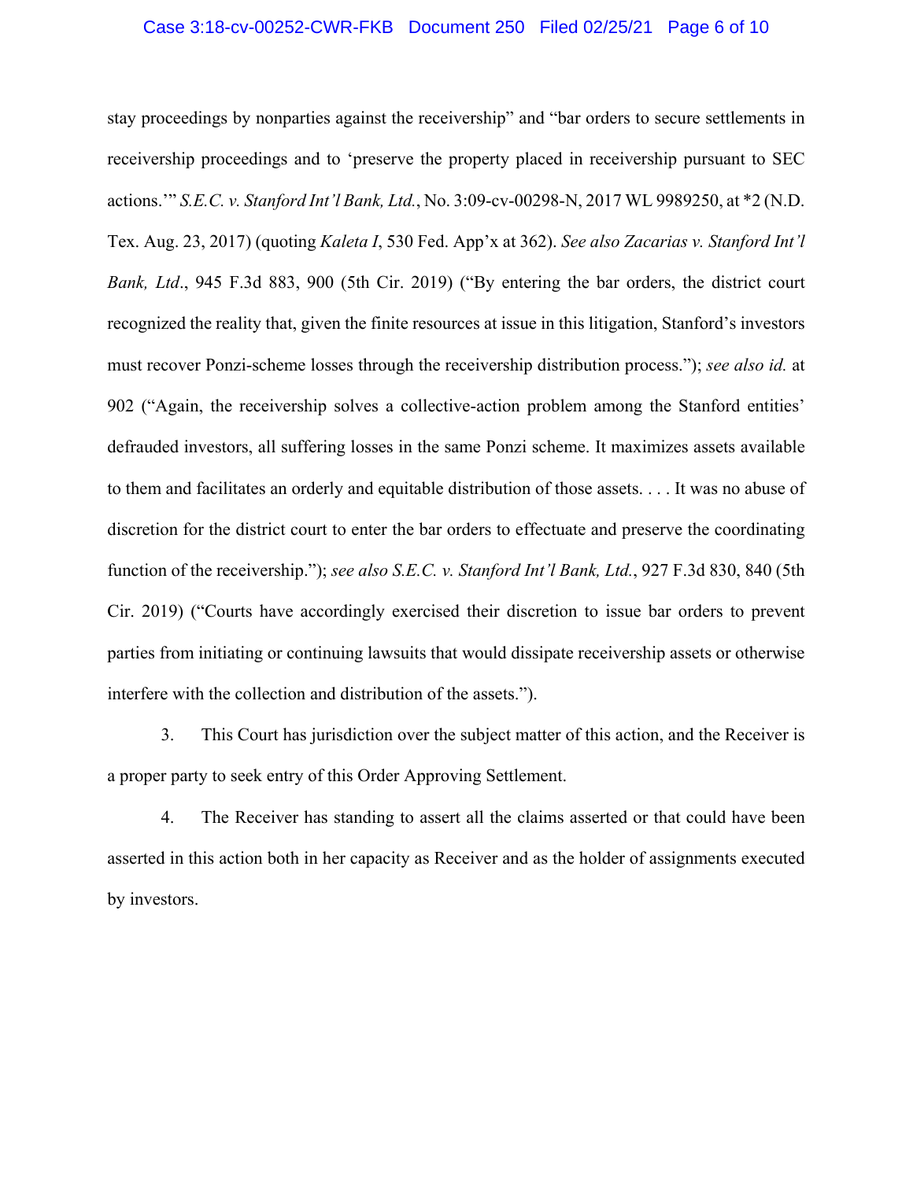stay proceedings by nonparties against the receivership" and "bar orders to secure settlements in receivership proceedings and to 'preserve the property placed in receivership pursuant to SEC actions.'" *S.E.C. v. Stanford Int'l Bank, Ltd.*, No. 3:09-cv-00298-N, 2017 WL 9989250, at *2 (N.D. Tex. Aug. 23, 2017) (quoting *Kaleta I*, 530 Fed. App'x at 362). *See also Zacarias v. Stanford Int'l Bank, Ltd*., 945 F.3d 883, 900 (5th Cir. 2019) ("By entering the bar orders, the district court recognized the reality that, given the finite resources at issue in this litigation, Stanford's investors must recover Ponzi-scheme losses through the receivership distribution process."); *see also id.* at 902 ("Again, the receivership solves a collective-action problem among the Stanford entities' defrauded investors, all suffering losses in the same Ponzi scheme. It maximizes assets available to them and facilitates an orderly and equitable distribution of those assets. . . . It was no abuse of discretion for the district court to enter the bar orders to effectuate and preserve the coordinating function of the receivership."); *see also S.E.C. v. Stanford Int'l Bank, Ltd.*, 927 F.3d 830, 840 (5th Cir. 2019) ("Courts have accordingly exercised their discretion to issue bar orders to prevent parties from initiating or continuing lawsuits that would dissipate receivership assets or otherwise interfere with the collection and distribution of the assets.").

3. This Court has jurisdiction over the subject matter of this action, and the Receiver is a proper party to seek entry of this Order Approving Settlement.

4. The Receiver has standing to assert all the claims asserted or that could have been asserted in this action both in her capacity as Receiver and as the holder of assignments executed by investors.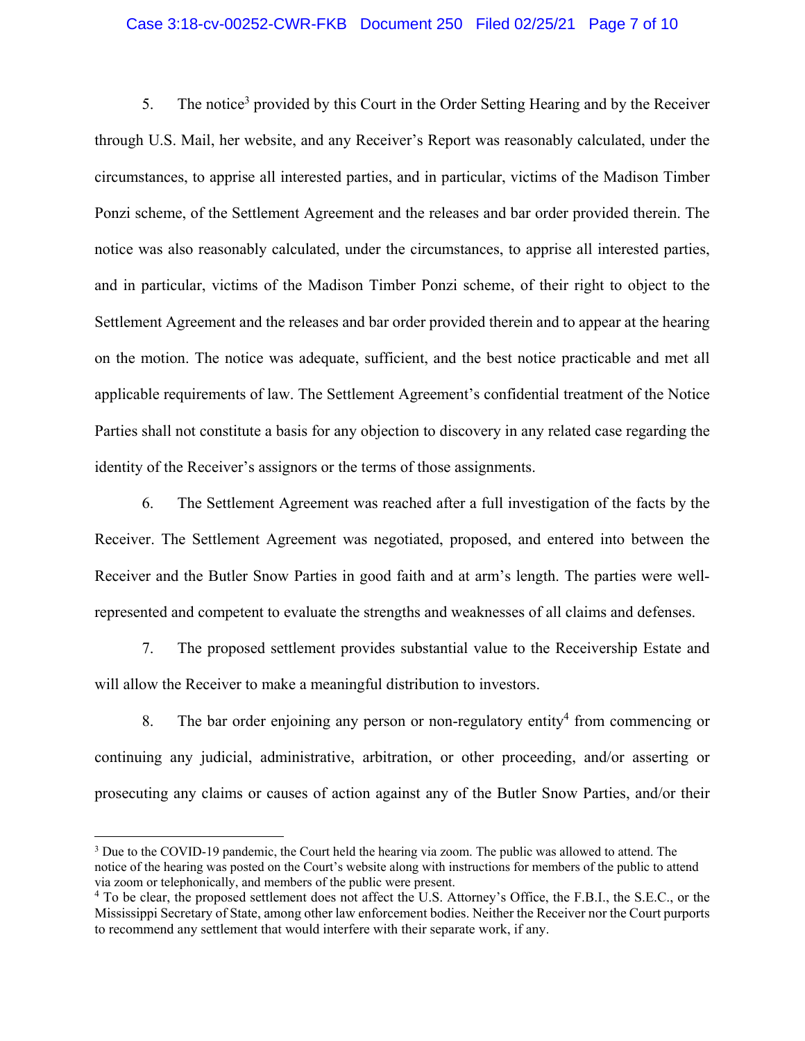5. The notice[3] provided by this Court in the Order Setting Hearing and by the Receiver through U.S. Mail, her website, and any Receiver's Report was reasonably calculated, under the circumstances, to apprise all interested parties, and in particular, victims of the Madison Timber Ponzi scheme, of the Settlement Agreement and the releases and bar order provided therein. The notice was also reasonably calculated, under the circumstances, to apprise all interested parties, and in particular, victims of the Madison Timber Ponzi scheme, of their right to object to the Settlement Agreement and the releases and bar order provided therein and to appear at the hearing on the motion. The notice was adequate, sufficient, and the best notice practicable and met all applicable requirements of law. The Settlement Agreement's confidential treatment of the Notice Parties shall not constitute a basis for any objection to discovery in any related case regarding the identity of the Receiver's assignors or the terms of those assignments.

6. The Settlement Agreement was reached after a full investigation of the facts by the Receiver. The Settlement Agreement was negotiated, proposed, and entered into between the Receiver and the Butler Snow Parties in good faith and at arm's length. The parties were well-represented and competent to evaluate the strengths and weaknesses of all claims and defenses.

7. The proposed settlement provides substantial value to the Receivership Estate and will allow the Receiver to make a meaningful distribution to investors.

8. The bar order enjoining any person or non-regulatory entity[4] from commencing or continuing any judicial, administrative, arbitration, or other proceeding, and/or asserting or prosecuting any claims or causes of action against any of the Butler Snow Parties, and/or their

---

[3] Due to the COVID-19 pandemic, the Court held the hearing via zoom. The public was allowed to attend. The notice of the hearing was posted on the Court's website along with instructions for members of the public to attend via zoom or telephonically, and members of the public were present.

[4] To be clear, the proposed settlement does not affect the U.S. Attorney's Office, the F.B.I., the S.E.C., or the Mississippi Secretary of State, among other law enforcement bodies. Neither the Receiver nor the Court purports to recommend any settlement that would interfere with their separate work, if any.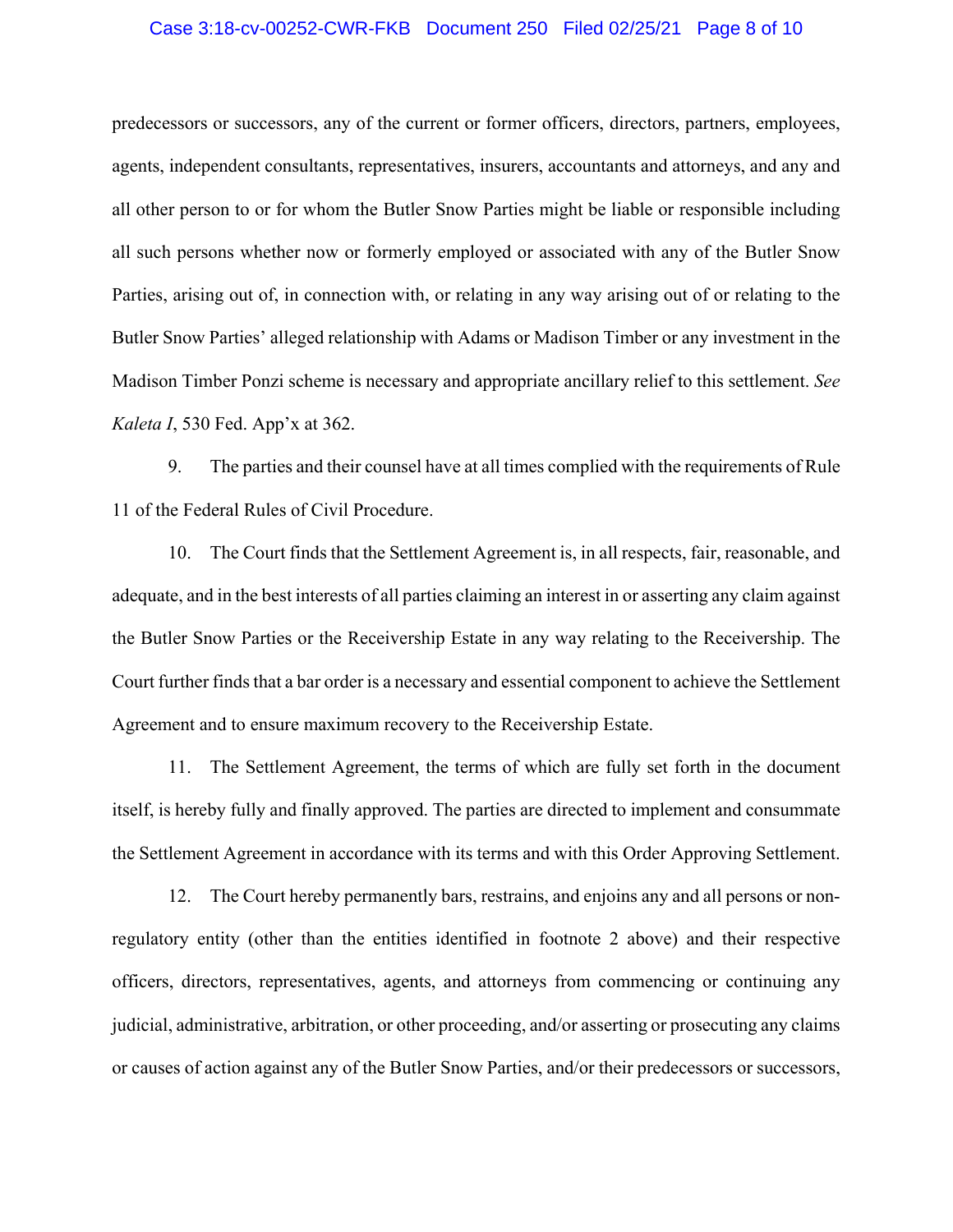predecessors or successors, any of the current or former officers, directors, partners, employees, agents, independent consultants, representatives, insurers, accountants and attorneys, and any and all other person to or for whom the Butler Snow Parties might be liable or responsible including all such persons whether now or formerly employed or associated with any of the Butler Snow Parties, arising out of, in connection with, or relating in any way arising out of or relating to the Butler Snow Parties' alleged relationship with Adams or Madison Timber or any investment in the Madison Timber Ponzi scheme is necessary and appropriate ancillary relief to this settlement. *See Kaleta I*, 530 Fed. App'x at 362.

9. The parties and their counsel have at all times complied with the requirements of Rule 11 of the Federal Rules of Civil Procedure.

10. The Court finds that the Settlement Agreement is, in all respects, fair, reasonable, and adequate, and in the best interests of all parties claiming an interest in or asserting any claim against the Butler Snow Parties or the Receivership Estate in any way relating to the Receivership. The Court further finds that a bar order is a necessary and essential component to achieve the Settlement Agreement and to ensure maximum recovery to the Receivership Estate.

11. The Settlement Agreement, the terms of which are fully set forth in the document itself, is hereby fully and finally approved. The parties are directed to implement and consummate the Settlement Agreement in accordance with its terms and with this Order Approving Settlement.

12. The Court hereby permanently bars, restrains, and enjoins any and all persons or non-regulatory entity (other than the entities identified in footnote 2 above) and their respective officers, directors, representatives, agents, and attorneys from commencing or continuing any judicial, administrative, arbitration, or other proceeding, and/or asserting or prosecuting any claims or causes of action against any of the Butler Snow Parties, and/or their predecessors or successors,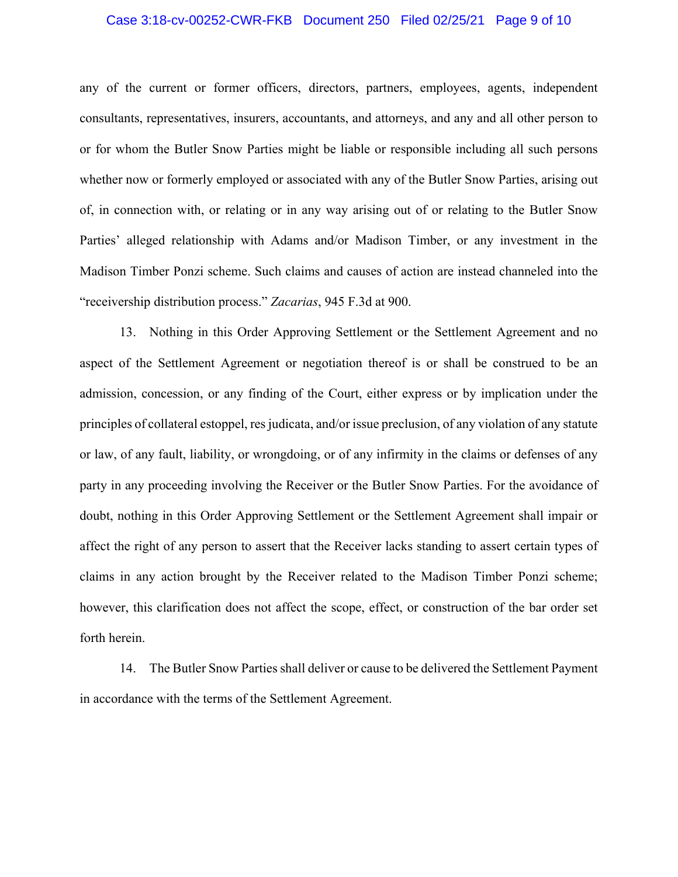any of the current or former officers, directors, partners, employees, agents, independent consultants, representatives, insurers, accountants, and attorneys, and any and all other person to or for whom the Butler Snow Parties might be liable or responsible including all such persons whether now or formerly employed or associated with any of the Butler Snow Parties, arising out of, in connection with, or relating or in any way arising out of or relating to the Butler Snow Parties' alleged relationship with Adams and/or Madison Timber, or any investment in the Madison Timber Ponzi scheme. Such claims and causes of action are instead channeled into the "receivership distribution process." *Zacarias*, 945 F.3d at 900.

13. Nothing in this Order Approving Settlement or the Settlement Agreement and no aspect of the Settlement Agreement or negotiation thereof is or shall be construed to be an admission, concession, or any finding of the Court, either express or by implication under the principles of collateral estoppel, res judicata, and/or issue preclusion, of any violation of any statute or law, of any fault, liability, or wrongdoing, or of any infirmity in the claims or defenses of any party in any proceeding involving the Receiver or the Butler Snow Parties. For the avoidance of doubt, nothing in this Order Approving Settlement or the Settlement Agreement shall impair or affect the right of any person to assert that the Receiver lacks standing to assert certain types of claims in any action brought by the Receiver related to the Madison Timber Ponzi scheme; however, this clarification does not affect the scope, effect, or construction of the bar order set forth herein.

14. The Butler Snow Parties shall deliver or cause to be delivered the Settlement Payment in accordance with the terms of the Settlement Agreement.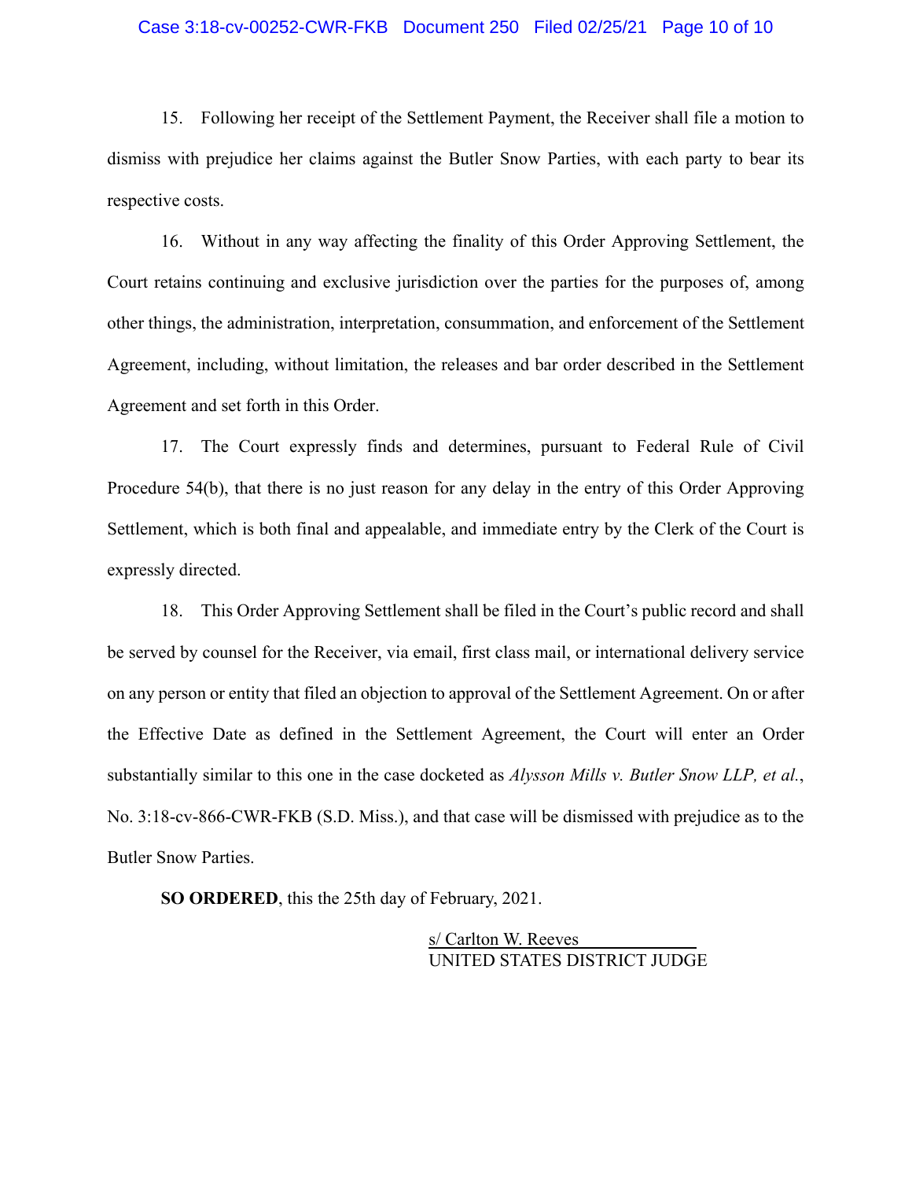15. Following her receipt of the Settlement Payment, the Receiver shall file a motion to dismiss with prejudice her claims against the Butler Snow Parties, with each party to bear its respective costs.

16. Without in any way affecting the finality of this Order Approving Settlement, the Court retains continuing and exclusive jurisdiction over the parties for the purposes of, among other things, the administration, interpretation, consummation, and enforcement of the Settlement Agreement, including, without limitation, the releases and bar order described in the Settlement Agreement and set forth in this Order.

17. The Court expressly finds and determines, pursuant to Federal Rule of Civil Procedure 54(b), that there is no just reason for any delay in the entry of this Order Approving Settlement, which is both final and appealable, and immediate entry by the Clerk of the Court is expressly directed.

18. This Order Approving Settlement shall be filed in the Court's public record and shall be served by counsel for the Receiver, via email, first class mail, or international delivery service on any person or entity that filed an objection to approval of the Settlement Agreement. On or after the Effective Date as defined in the Settlement Agreement, the Court will enter an Order substantially similar to this one in the case docketed as *Alysson Mills v. Butler Snow LLP, et al.*, No. 3:18-cv-866-CWR-FKB (S.D. Miss.), and that case will be dismissed with prejudice as to the Butler Snow Parties.

**SO ORDERED**, this the 25th day of February, 2021.

s/ Carlton W. Reeves
UNITED STATES DISTRICT JUDGE